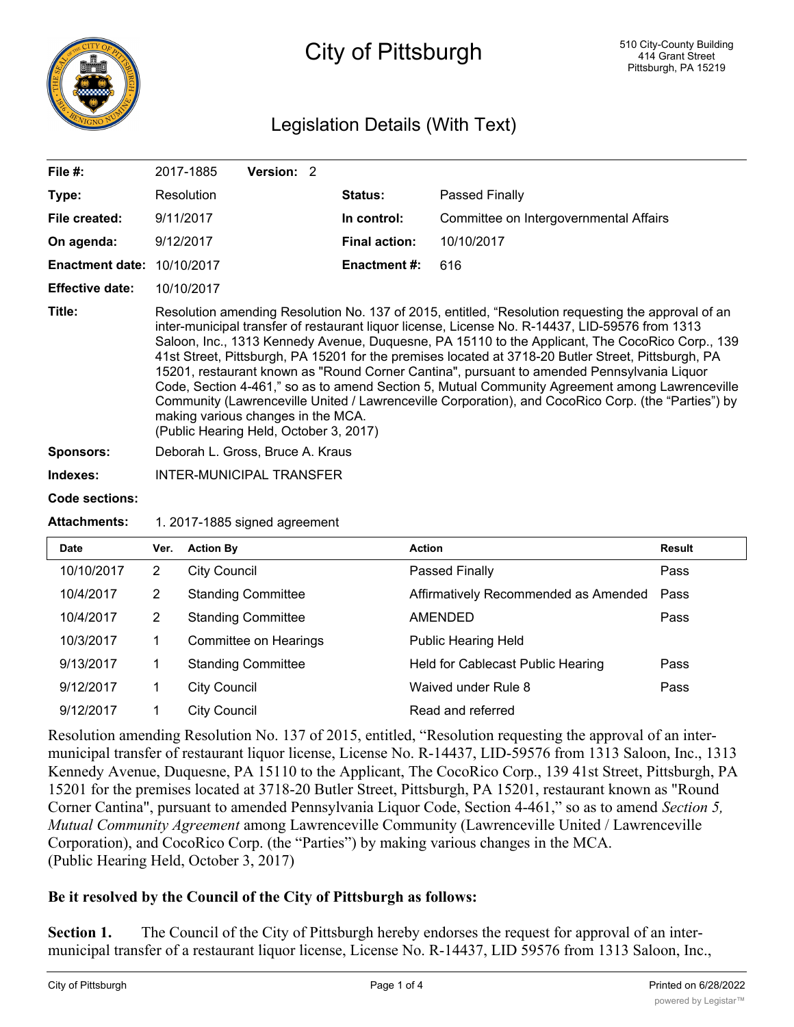# City of Pittsburgh

510 City-County Building
414 Grant Street
Pittsburgh, PA 15219

## Legislation Details (With Text)

| | | | |
|---|---|---|---|
| **File #:** | 2017-1885 **Version:** 2 | | |
| **Type:** | Resolution | **Status:** | Passed Finally |
| **File created:** | 9/11/2017 | **In control:** | Committee on Intergovernmental Affairs |
| **On agenda:** | 9/12/2017 | **Final action:** | 10/10/2017 |
| **Enactment date:** | 10/10/2017 | **Enactment #:** | 616 |
| **Effective date:** | 10/10/2017 | | |

**Title:** Resolution amending Resolution No. 137 of 2015, entitled, "Resolution requesting the approval of an inter-municipal transfer of restaurant liquor license, License No. R-14437, LID-59576 from 1313 Saloon, Inc., 1313 Kennedy Avenue, Duquesne, PA 15110 to the Applicant, The CocoRico Corp., 139 41st Street, Pittsburgh, PA 15201 for the premises located at 3718-20 Butler Street, Pittsburgh, PA 15201, restaurant known as "Round Corner Cantina", pursuant to amended Pennsylvania Liquor Code, Section 4-461," so as to amend Section 5, Mutual Community Agreement among Lawrenceville Community (Lawrenceville United / Lawrenceville Corporation), and CocoRico Corp. (the "Parties") by making various changes in the MCA.
(Public Hearing Held, October 3, 2017)

**Sponsors:** Deborah L. Gross, Bruce A. Kraus

**Indexes:** INTER-MUNICIPAL TRANSFER

**Code sections:**

**Attachments:** 1. 2017-1885 signed agreement

| Date | Ver. | Action By | Action | Result |
|---|---|---|---|---|
| 10/10/2017 | 2 | City Council | Passed Finally | Pass |
| 10/4/2017 | 2 | Standing Committee | Affirmatively Recommended as Amended | Pass |
| 10/4/2017 | 2 | Standing Committee | AMENDED | Pass |
| 10/3/2017 | 1 | Committee on Hearings | Public Hearing Held | |
| 9/13/2017 | 1 | Standing Committee | Held for Cablecast Public Hearing | Pass |
| 9/12/2017 | 1 | City Council | Waived under Rule 8 | Pass |
| 9/12/2017 | 1 | City Council | Read and referred | |

Resolution amending Resolution No. 137 of 2015, entitled, "Resolution requesting the approval of an inter-municipal transfer of restaurant liquor license, License No. R-14437, LID-59576 from 1313 Saloon, Inc., 1313 Kennedy Avenue, Duquesne, PA 15110 to the Applicant, The CocoRico Corp., 139 41st Street, Pittsburgh, PA 15201 for the premises located at 3718-20 Butler Street, Pittsburgh, PA 15201, restaurant known as "Round Corner Cantina", pursuant to amended Pennsylvania Liquor Code, Section 4-461," so as to amend *Section 5, Mutual Community Agreement* among Lawrenceville Community (Lawrenceville United / Lawrenceville Corporation), and CocoRico Corp. (the "Parties") by making various changes in the MCA.
(Public Hearing Held, October 3, 2017)

**Be it resolved by the Council of the City of Pittsburgh as follows:**

**Section 1.** The Council of the City of Pittsburgh hereby endorses the request for approval of an inter-municipal transfer of a restaurant liquor license, License No. R-14437, LID 59576 from 1313 Saloon, Inc.,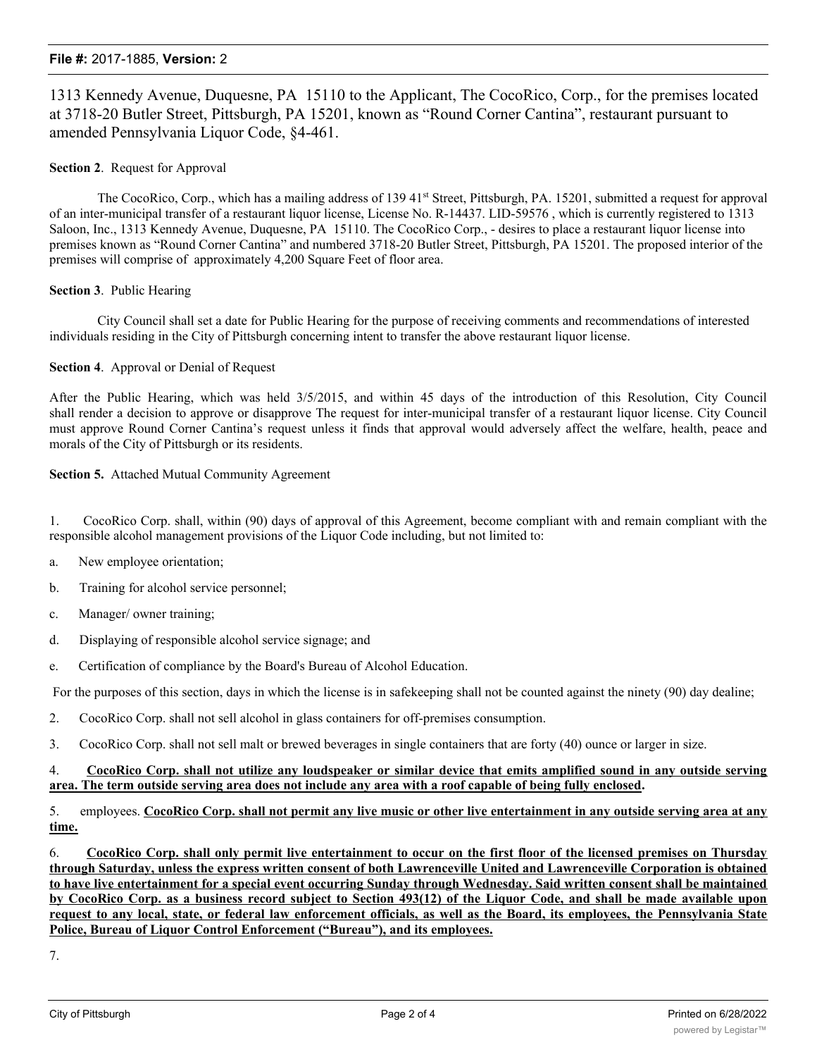1313 Kennedy Avenue, Duquesne, PA 15110 to the Applicant, The CocoRico, Corp., for the premises located at 3718-20 Butler Street, Pittsburgh, PA 15201, known as "Round Corner Cantina", restaurant pursuant to amended Pennsylvania Liquor Code, §4-461.

**Section 2**. Request for Approval

The CocoRico, Corp., which has a mailing address of 139 41st Street, Pittsburgh, PA. 15201, submitted a request for approval of an inter-municipal transfer of a restaurant liquor license, License No. R-14437. LID-59576 , which is currently registered to 1313 Saloon, Inc., 1313 Kennedy Avenue, Duquesne, PA 15110. The CocoRico Corp., - desires to place a restaurant liquor license into premises known as "Round Corner Cantina" and numbered 3718-20 Butler Street, Pittsburgh, PA 15201. The proposed interior of the premises will comprise of approximately 4,200 Square Feet of floor area.

**Section 3**. Public Hearing

City Council shall set a date for Public Hearing for the purpose of receiving comments and recommendations of interested individuals residing in the City of Pittsburgh concerning intent to transfer the above restaurant liquor license.

**Section 4**. Approval or Denial of Request

After the Public Hearing, which was held 3/5/2015, and within 45 days of the introduction of this Resolution, City Council shall render a decision to approve or disapprove The request for inter-municipal transfer of a restaurant liquor license. City Council must approve Round Corner Cantina's request unless it finds that approval would adversely affect the welfare, health, peace and morals of the City of Pittsburgh or its residents.

**Section 5.** Attached Mutual Community Agreement

1. CocoRico Corp. shall, within (90) days of approval of this Agreement, become compliant with and remain compliant with the responsible alcohol management provisions of the Liquor Code including, but not limited to:

a. New employee orientation;

b. Training for alcohol service personnel;

c. Manager/ owner training;

d. Displaying of responsible alcohol service signage; and

e. Certification of compliance by the Board's Bureau of Alcohol Education.

For the purposes of this section, days in which the license is in safekeeping shall not be counted against the ninety (90) day dealine;

2. CocoRico Corp. shall not sell alcohol in glass containers for off-premises consumption.

3. CocoRico Corp. shall not sell malt or brewed beverages in single containers that are forty (40) ounce or larger in size.

4. **CocoRico Corp. shall not utilize any loudspeaker or similar device that emits amplified sound in any outside serving area. The term outside serving area does not include any area with a roof capable of being fully enclosed.**

5. employees. **CocoRico Corp. shall not permit any live music or other live entertainment in any outside serving area at any time.**

6. **CocoRico Corp. shall only permit live entertainment to occur on the first floor of the licensed premises on Thursday through Saturday, unless the express written consent of both Lawrenceville United and Lawrenceville Corporation is obtained to have live entertainment for a special event occurring Sunday through Wednesday. Said written consent shall be maintained by CocoRico Corp. as a business record subject to Section 493(12) of the Liquor Code, and shall be made available upon request to any local, state, or federal law enforcement officials, as well as the Board, its employees, the Pennsylvania State Police, Bureau of Liquor Control Enforcement ("Bureau"), and its employees.**

7.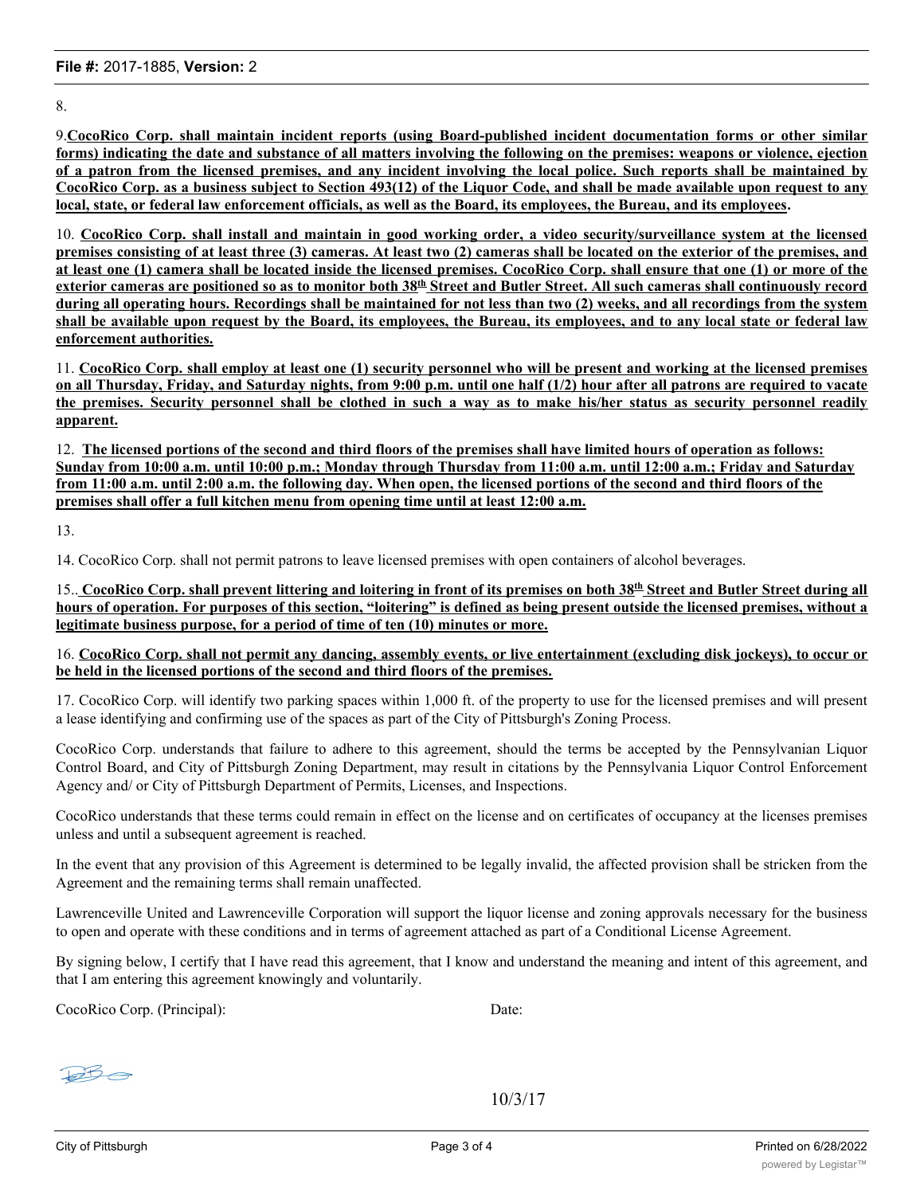8.

9.**CocoRico Corp. shall maintain incident reports (using Board-published incident documentation forms or other similar forms) indicating the date and substance of all matters involving the following on the premises: weapons or violence, ejection of a patron from the licensed premises, and any incident involving the local police. Such reports shall be maintained by CocoRico Corp. as a business subject to Section 493(12) of the Liquor Code, and shall be made available upon request to any local, state, or federal law enforcement officials, as well as the Board, its employees, the Bureau, and its employees**.

10. **CocoRico Corp. shall install and maintain in good working order, a video security/surveillance system at the licensed premises consisting of at least three (3) cameras. At least two (2) cameras shall be located on the exterior of the premises, and at least one (1) camera shall be located inside the licensed premises. CocoRico Corp. shall ensure that one (1) or more of the exterior cameras are positioned so as to monitor both 38th Street and Butler Street. All such cameras shall continuously record during all operating hours. Recordings shall be maintained for not less than two (2) weeks, and all recordings from the system shall be available upon request by the Board, its employees, the Bureau, its employees, and to any local state or federal law enforcement authorities.**

11. **CocoRico Corp. shall employ at least one (1) security personnel who will be present and working at the licensed premises on all Thursday, Friday, and Saturday nights, from 9:00 p.m. until one half (1/2) hour after all patrons are required to vacate the premises. Security personnel shall be clothed in such a way as to make his/her status as security personnel readily apparent.**

12. **The licensed portions of the second and third floors of the premises shall have limited hours of operation as follows: Sunday from 10:00 a.m. until 10:00 p.m.; Monday through Thursday from 11:00 a.m. until 12:00 a.m.; Friday and Saturday from 11:00 a.m. until 2:00 a.m. the following day. When open, the licensed portions of the second and third floors of the premises shall offer a full kitchen menu from opening time until at least 12:00 a.m.**

13.

14. CocoRico Corp. shall not permit patrons to leave licensed premises with open containers of alcohol beverages.

15.. **CocoRico Corp. shall prevent littering and loitering in front of its premises on both 38th Street and Butler Street during all hours of operation. For purposes of this section, "loitering" is defined as being present outside the licensed premises, without a legitimate business purpose, for a period of time of ten (10) minutes or more.**

16. **CocoRico Corp. shall not permit any dancing, assembly events, or live entertainment (excluding disk jockeys), to occur or be held in the licensed portions of the second and third floors of the premises.**

17. CocoRico Corp. will identify two parking spaces within 1,000 ft. of the property to use for the licensed premises and will present a lease identifying and confirming use of the spaces as part of the City of Pittsburgh's Zoning Process.

CocoRico Corp. understands that failure to adhere to this agreement, should the terms be accepted by the Pennsylvanian Liquor Control Board, and City of Pittsburgh Zoning Department, may result in citations by the Pennsylvania Liquor Control Enforcement Agency and/ or City of Pittsburgh Department of Permits, Licenses, and Inspections.

CocoRico understands that these terms could remain in effect on the license and on certificates of occupancy at the licenses premises unless and until a subsequent agreement is reached.

In the event that any provision of this Agreement is determined to be legally invalid, the affected provision shall be stricken from the Agreement and the remaining terms shall remain unaffected.

Lawrenceville United and Lawrenceville Corporation will support the liquor license and zoning approvals necessary for the business to open and operate with these conditions and in terms of agreement attached as part of a Conditional License Agreement.

By signing below, I certify that I have read this agreement, that I know and understand the meaning and intent of this agreement, and that I am entering this agreement knowingly and voluntarily.

CocoRico Corp. (Principal): Date:

10/3/17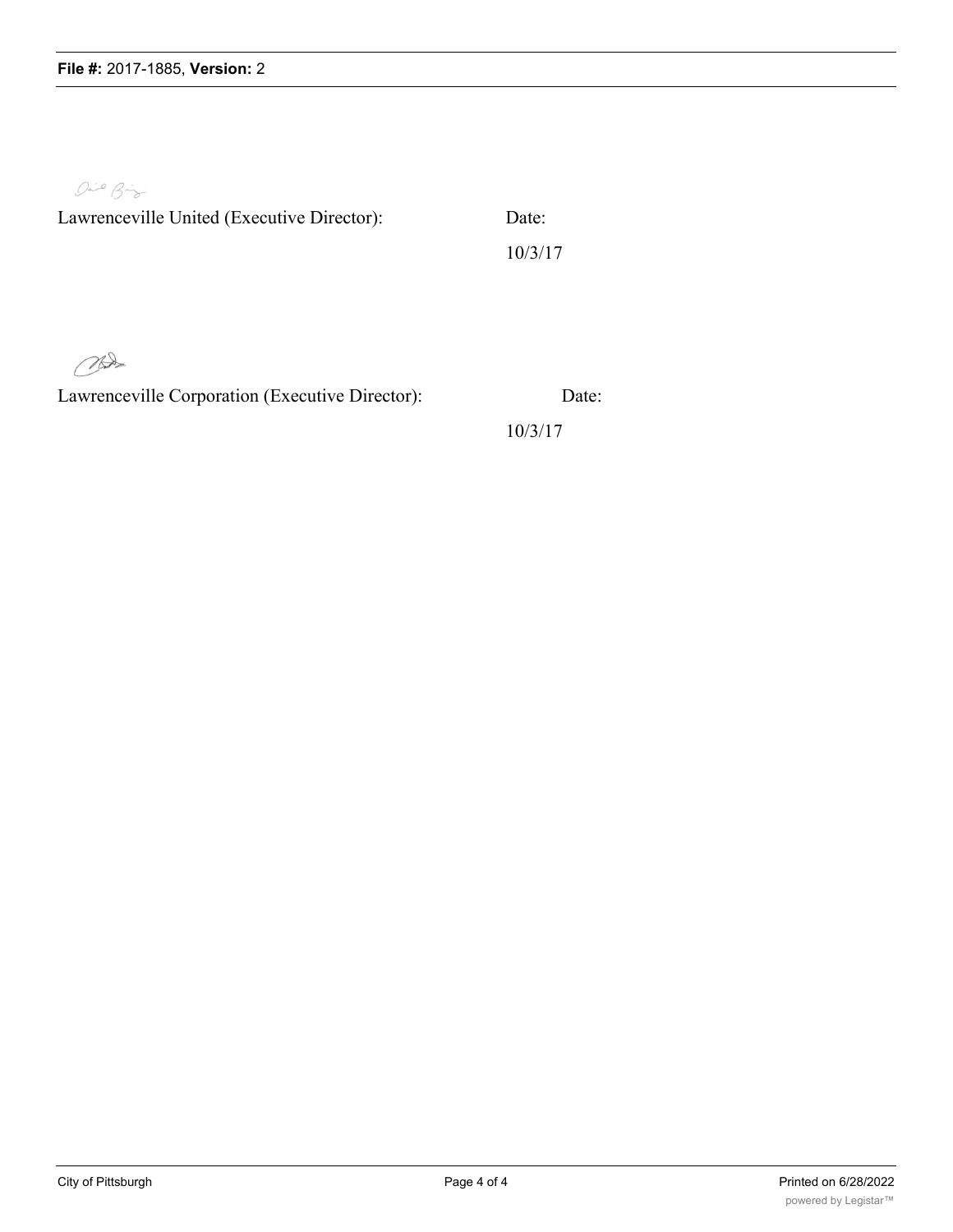Lawrenceville United (Executive Director): Date:

10/3/17

Lawrenceville Corporation (Executive Director): Date:

10/3/17